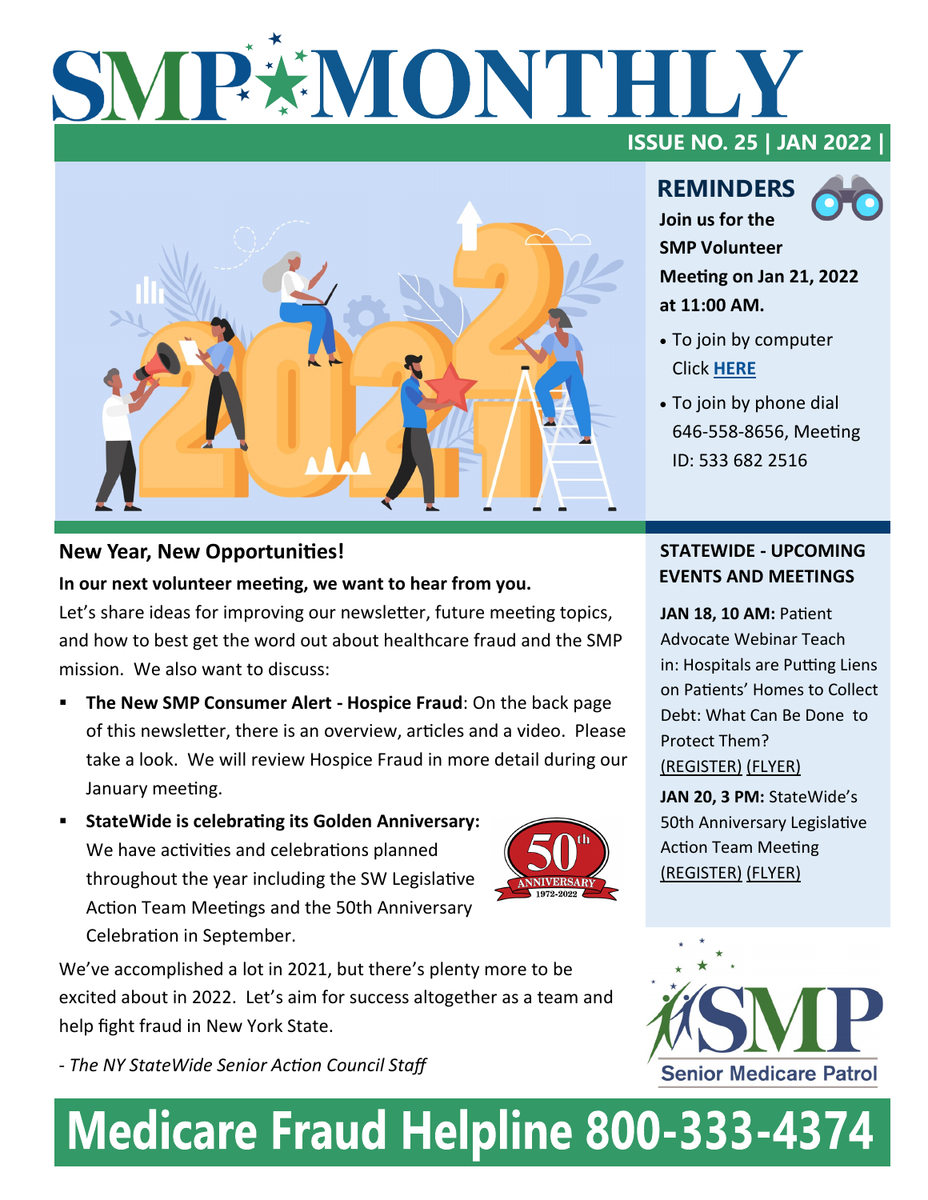# SMP MONTHLY

**ISSUE NO. 25 | JAN 2022 |**

## REMINDERS

**Join us for the SMP Volunteer Meeting on Jan 21, 2022 at 11:00 AM.**

- To join by computer Click **HERE**
- To join by phone dial 646-558-8656, Meeting ID: 533 682 2516

## New Year, New Opportunities!

**In our next volunteer meeting, we want to hear from you.**

Let's share ideas for improving our newsletter, future meeting topics, and how to best get the word out about healthcare fraud and the SMP mission. We also want to discuss:

- **The New SMP Consumer Alert - Hospice Fraud**: On the back page of this newsletter, there is an overview, articles and a video. Please take a look. We will review Hospice Fraud in more detail during our January meeting.
- **StateWide is celebrating its Golden Anniversary:** We have activities and celebrations planned throughout the year including the SW Legislative Action Team Meetings and the 50th Anniversary Celebration in September.

50th ANNIVERSARY 1972-2022

We've accomplished a lot in 2021, but there's plenty more to be excited about in 2022. Let's aim for success altogether as a team and help fight fraud in New York State.

*- The NY StateWide Senior Action Council Staff*

## STATEWIDE - UPCOMING EVENTS AND MEETINGS

**JAN 18, 10 AM:** Patient Advocate Webinar Teach in: Hospitals are Putting Liens on Patients' Homes to Collect Debt: What Can Be Done to Protect Them? (REGISTER) (FLYER)

**JAN 20, 3 PM:** StateWide's 50th Anniversary Legislative Action Team Meeting (REGISTER) (FLYER)

SMP Senior Medicare Patrol

# Medicare Fraud Helpline 800-333-4374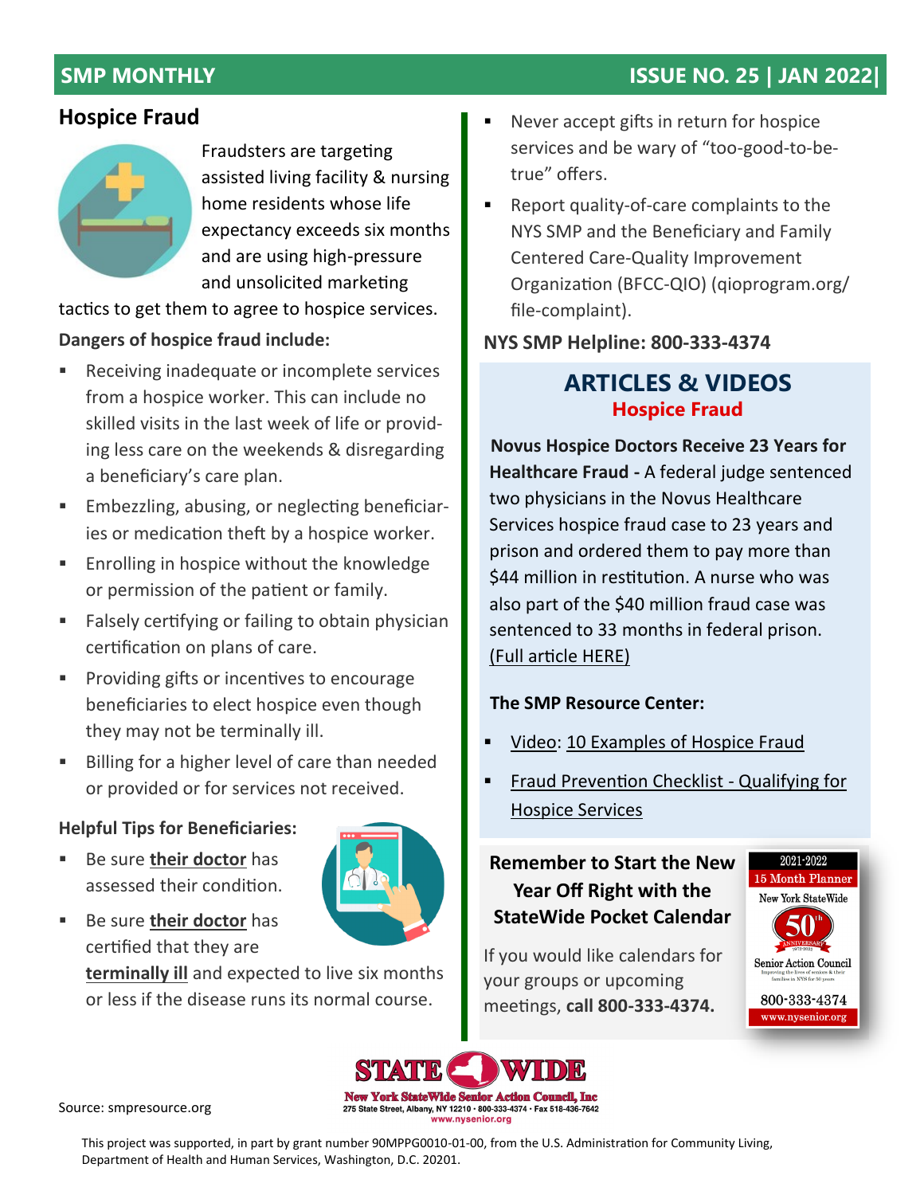## SMP MONTHLY — ISSUE NO. 25 | JAN 2022|

## Hospice Fraud

Fraudsters are targeting assisted living facility & nursing home residents whose life expectancy exceeds six months and are using high-pressure and unsolicited marketing tactics to get them to agree to hospice services.

**Dangers of hospice fraud include:**

- Receiving inadequate or incomplete services from a hospice worker. This can include no skilled visits in the last week of life or providing less care on the weekends & disregarding a beneficiary's care plan.
- Embezzling, abusing, or neglecting beneficiaries or medication theft by a hospice worker.
- Enrolling in hospice without the knowledge or permission of the patient or family.
- Falsely certifying or failing to obtain physician certification on plans of care.
- Providing gifts or incentives to encourage beneficiaries to elect hospice even though they may not be terminally ill.
- Billing for a higher level of care than needed or provided or for services not received.

**Helpful Tips for Beneficiaries:**

- Be sure **their doctor** has assessed their condition.
- Be sure **their doctor** has certified that they are **terminally ill** and expected to live six months or less if the disease runs its normal course.
- Never accept gifts in return for hospice services and be wary of "too-good-to-be-true" offers.
- Report quality-of-care complaints to the NYS SMP and the Beneficiary and Family Centered Care-Quality Improvement Organization (BFCC-QIO) (qioprogram.org/file-complaint).

**NYS SMP Helpline: 800-333-4374**

## ARTICLES & VIDEOS

### Hospice Fraud

**Novus Hospice Doctors Receive 23 Years for Healthcare Fraud -** A federal judge sentenced two physicians in the Novus Healthcare Services hospice fraud case to 23 years and prison and ordered them to pay more than $44 million in restitution. A nurse who was also part of the $40 million fraud case was sentenced to 33 months in federal prison. (Full article HERE)

**The SMP Resource Center:**

- Video: 10 Examples of Hospice Fraud
- Fraud Prevention Checklist - Qualifying for Hospice Services

**Remember to Start the New Year Off Right with the StateWide Pocket Calendar**

If you would like calendars for your groups or upcoming meetings, **call 800-333-4374.**

2021-2022 15 Month Planner
New York StateWide
50th Anniversary 1972-2022
Senior Action Council
Improving the lives of seniors & their families in NYS for 50 years
800-333-4374
www.nysenior.org

Source: smpresource.org

STATE WIDE
New York StateWide Senior Action Council, Inc
275 State Street, Albany, NY 12210 • 800-333-4374 • Fax 518-436-7642
www.nysenior.org

This project was supported, in part by grant number 90MPPG0010-01-00, from the U.S. Administration for Community Living, Department of Health and Human Services, Washington, D.C. 20201.